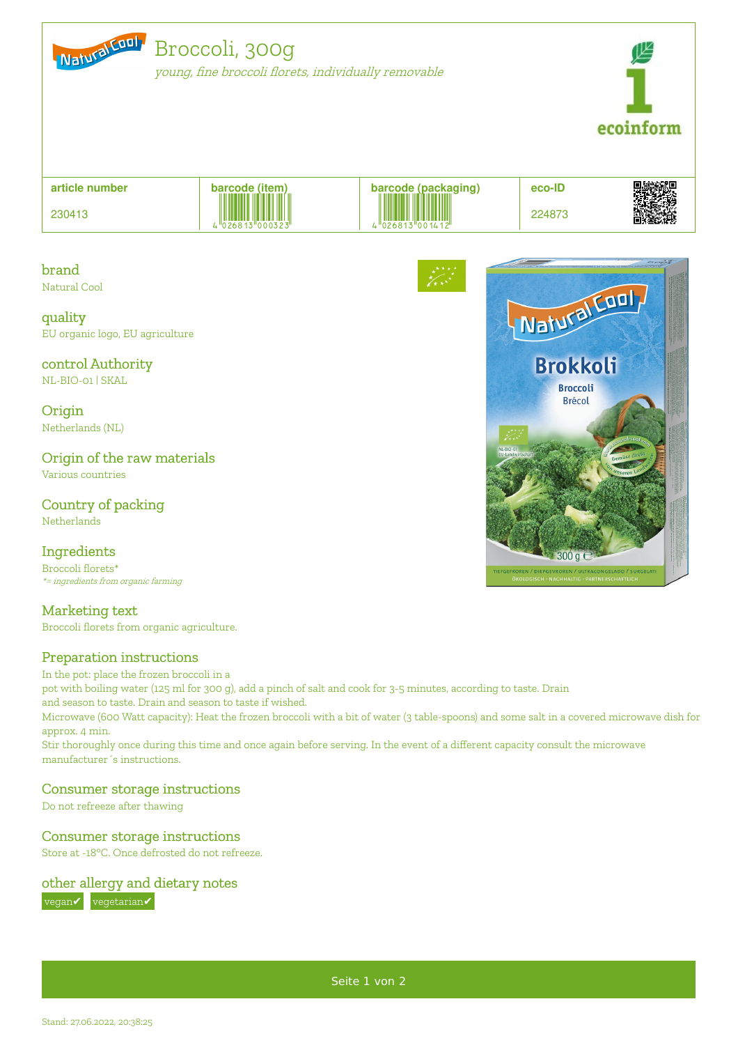# Broccoli, 300g

*young, fine broccoli florets, individually removable*

| article number | barcode (item) | barcode (packaging) | eco-ID |
| --- | --- | --- | --- |
| 230413 | 4 026813 000323 | 4 026813 001412 | 224873 |

## brand
Natural Cool

## quality
EU organic logo, EU agriculture

## control Authority
NL-BIO-01 | SKAL

## Origin
Netherlands (NL)

## Origin of the raw materials
Various countries

## Country of packing
Netherlands

## Ingredients
Broccoli florets*

**= ingredients from organic farming*

## Marketing text
Broccoli florets from organic agriculture.

## Preparation instructions
In the pot: place the frozen broccoli in a
pot with boiling water (125 ml for 300 g), add a pinch of salt and cook for 3-5 minutes, according to taste. Drain and season to taste. Drain and season to taste if wished.
Microwave (600 Watt capacity): Heat the frozen broccoli with a bit of water (3 table-spoons) and some salt in a covered microwave dish for approx. 4 min.
Stir thoroughly once during this time and once again before serving. In the event of a different capacity consult the microwave manufacturer´s instructions.

## Consumer storage instructions
Do not refreeze after thawing

## Consumer storage instructions
Store at -18°C. Once defrosted do not refreeze.

## other allergy and dietary notes
vegan✔ vegetarian✔

Stand: 27.06.2022, 20:38:25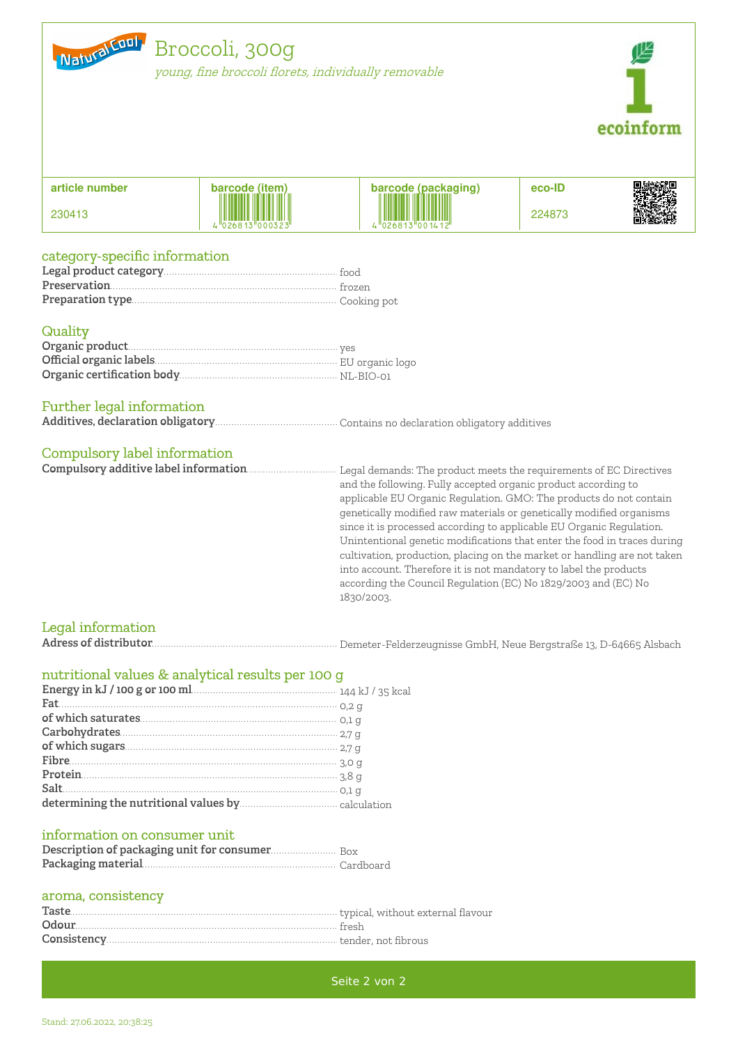# Broccoli, 300g

*young, fine broccoli florets, individually removable*

ecoinform

| article number | barcode (item) | barcode (packaging) | eco-ID |
|---|---|---|---|
| 230413 | 4 026813 000323 | 4 026813 001412 | 224873 |

## category-specific information

**Legal product category** ........ food
**Preservation** ........ frozen
**Preparation type** ........ Cooking pot

## Quality

**Organic product** ........ yes
**Official organic labels** ........ EU organic logo
**Organic certification body** ........ NL-BIO-01

## Further legal information

**Additives, declaration obligatory** ........ Contains no declaration obligatory additives

## Compulsory label information

**Compulsory additive label information** ........ Legal demands: The product meets the requirements of EC Directives and the following. Fully accepted organic product according to applicable EU Organic Regulation. GMO: The products do not contain genetically modified raw materials or genetically modified organisms since it is processed according to applicable EU Organic Regulation. Unintentional genetic modifications that enter the food in traces during cultivation, production, placing on the market or handling are not taken into account. Therefore it is not mandatory to label the products according the Council Regulation (EC) No 1829/2003 and (EC) No 1830/2003.

## Legal information

**Adress of distributor** ........ Demeter-Felderzeugnisse GmbH, Neue Bergstraße 13, D-64665 Alsbach

## nutritional values & analytical results per 100 g

**Energy in kJ / 100 g or 100 ml** ........ 144 kJ / 35 kcal
**Fat** ........ 0,2 g
**of which saturates** ........ 0,1 g
**Carbohydrates** ........ 2,7 g
**of which sugars** ........ 2,7 g
**Fibre** ........ 3,0 g
**Protein** ........ 3,8 g
**Salt** ........ 0,1 g
**determining the nutritional values by** ........ calculation

## information on consumer unit

**Description of packaging unit for consumer** ........ Box
**Packaging material** ........ Cardboard

## aroma, consistency

**Taste** ........ typical, without external flavour
**Odour** ........ fresh
**Consistency** ........ tender, not fibrous

Stand: 27.06.2022, 20:38:25